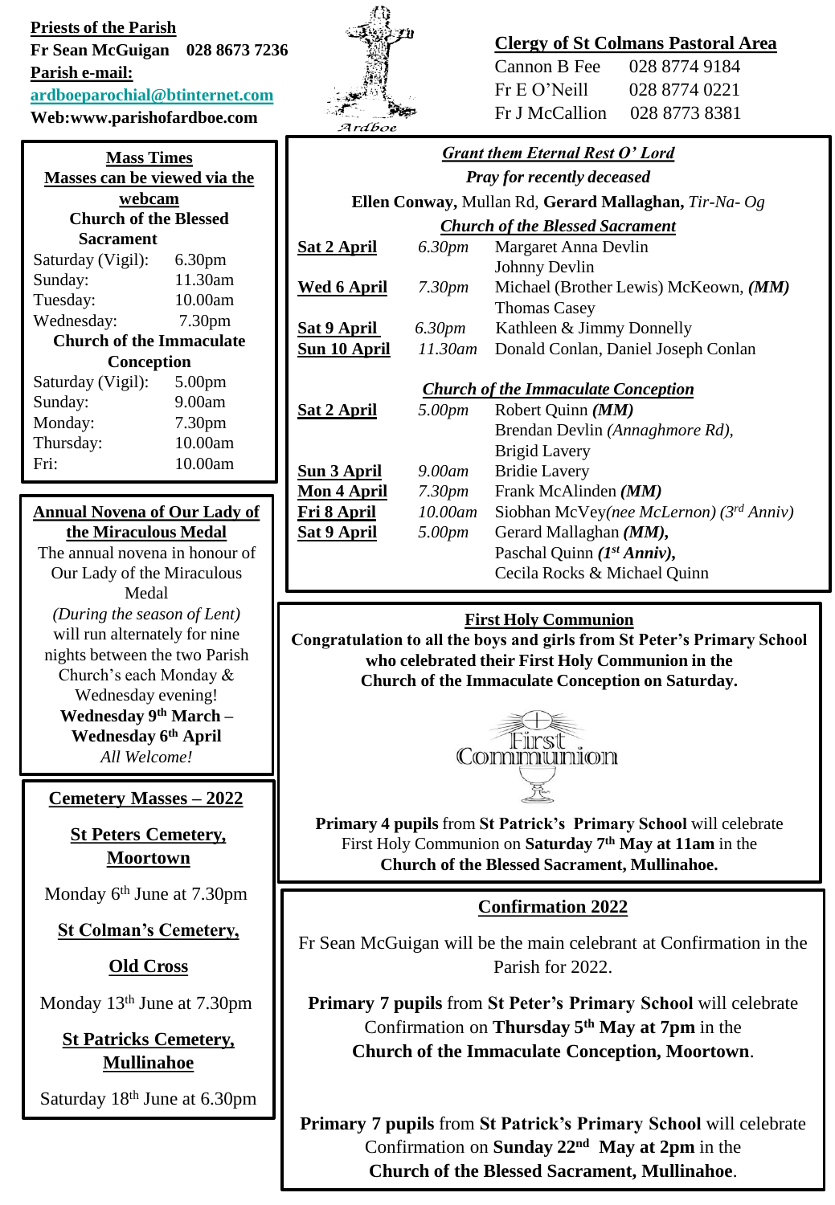**Priests of the Parish**

**Fr Sean McGuigan 028 8673 7236**

**Parish e-mail:**

**ardboeparochial@btinternet.com**

**Web:www.parishofardboe.com**

Ardboe

**Clergy of St Colmans Pastoral Area**

| | |
|---|---|
| Cannon B Fee | 028 8774 9184 |
| Fr E O'Neill | 028 8774 0221 |
| Fr J McCallion | 028 8773 8381 |

## Mass Times

**Masses can be viewed via the webcam**

**Church of the Blessed Sacrament**

| | |
|---|---|
| Saturday (Vigil): | 6.30pm |
| Sunday: | 11.30am |
| Tuesday: | 10.00am |
| Wednesday: | 7.30pm |

**Church of the Immaculate Conception**

| | |
|---|---|
| Saturday (Vigil): | 5.00pm |
| Sunday: | 9.00am |
| Monday: | 7.30pm |
| Thursday: | 10.00am |
| Fri: | 10.00am |

## Annual Novena of Our Lady of the Miraculous Medal

The annual novena in honour of Our Lady of the Miraculous Medal *(During the season of Lent)* will run alternately for nine nights between the two Parish Church's each Monday & Wednesday evening!

**Wednesday 9th March – Wednesday 6th April**

*All Welcome!*

## Cemetery Masses – 2022

**St Peters Cemetery, Moortown**

Monday 6th June at 7.30pm

**St Colman's Cemetery, Old Cross**

Monday 13th June at 7.30pm

**St Patricks Cemetery, Mullinahoe**

Saturday 18th June at 6.30pm

## *Grant them Eternal Rest O' Lord*

***Pray for recently deceased***

**Ellen Conway,** Mullan Rd, **Gerard Mallaghan,** *Tir-Na- Og*

***Church of the Blessed Sacrament***

| | | |
|---|---|---|
| **Sat 2 April** | *6.30pm* | Margaret Anna Devlin<br>Johnny Devlin |
| **Wed 6 April** | *7.30pm* | Michael (Brother Lewis) McKeown, ***(MM)***<br>Thomas Casey |
| **Sat 9 April** | *6.30pm* | Kathleen & Jimmy Donnelly |
| **Sun 10 April** | *11.30am* | Donald Conlan, Daniel Joseph Conlan |

***Church of the Immaculate Conception***

| | | |
|---|---|---|
| **Sat 2 April** | *5.00pm* | Robert Quinn ***(MM)***<br>Brendan Devlin *(Annaghmore Rd),*<br>Brigid Lavery |
| **Sun 3 April** | *9.00am* | Bridie Lavery |
| **Mon 4 April** | *7.30pm* | Frank McAlinden ***(MM)*** |
| **Fri 8 April** | *10.00am* | Siobhan McVey*(nee McLernon) (3rd Anniv)* |
| **Sat 9 April** | *5.00pm* | Gerard Mallaghan ***(MM),***<br>Paschal Quinn ***(1st Anniv),***<br>Cecila Rocks & Michael Quinn |

## First Holy Communion

**Congratulation to all the boys and girls from St Peter's Primary School who celebrated their First Holy Communion in the Church of the Immaculate Conception on Saturday.**

First Communion

**Primary 4 pupils** from **St Patrick's Primary School** will celebrate First Holy Communion on **Saturday 7th May at 11am** in the **Church of the Blessed Sacrament, Mullinahoe.**

## Confirmation 2022

Fr Sean McGuigan will be the main celebrant at Confirmation in the Parish for 2022.

**Primary 7 pupils** from **St Peter's Primary School** will celebrate Confirmation on **Thursday 5th May at 7pm** in the **Church of the Immaculate Conception, Moortown**.

**Primary 7 pupils** from **St Patrick's Primary School** will celebrate Confirmation on **Sunday 22nd May at 2pm** in the **Church of the Blessed Sacrament, Mullinahoe**.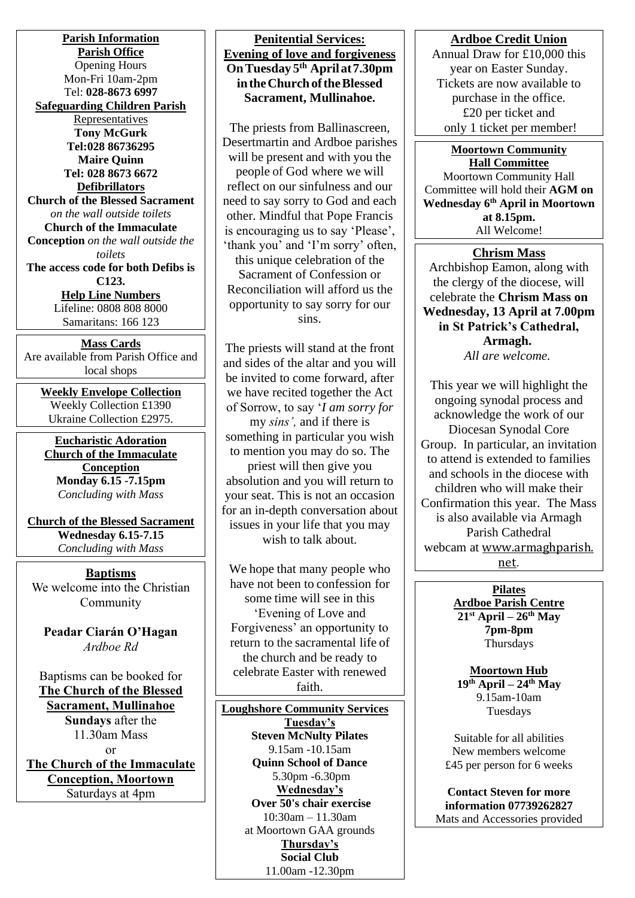**Parish Information**

**Parish Office**

Opening Hours
Mon-Fri 10am-2pm
Tel: **028-8673 6997**

**Safeguarding Children Parish**
Representatives
**Tony McGurk**
**Tel:028 86736295**
**Maire Quinn**
**Tel: 028 8673 6672**

**Defibrillators**

**Church of the Blessed Sacrament** *on the wall outside toilets*
**Church of the Immaculate Conception** *on the wall outside the toilets*
**The access code for both Defibs is C123.**

**Help Line Numbers**

Lifeline: 0808 808 8000
Samaritans: 166 123

**Mass Cards**

Are available from Parish Office and local shops

**Weekly Envelope Collection**

Weekly Collection £1390
Ukraine Collection £2975.

**Eucharistic Adoration**

**Church of the Immaculate Conception**
**Monday 6.15 -7.15pm**
*Concluding with Mass*

**Church of the Blessed Sacrament**
**Wednesday 6.15-7.15**
*Concluding with Mass*

**Baptisms**

We welcome into the Christian Community

**Peadar Ciarán O'Hagan**
*Ardboe Rd*

Baptisms can be booked for **The Church of the Blessed Sacrament, Mullinahoe** **Sundays** after the 11.30am Mass
or
**The Church of the Immaculate Conception, Moortown** Saturdays at 4pm

**Penitential Services:**
**Evening of love and forgiveness**
**On Tuesday 5th April at 7.30pm in the Church of the Blessed Sacrament, Mullinahoe.**

The priests from Ballinascreen, Desertmartin and Ardboe parishes will be present and with you the people of God where we will reflect on our sinfulness and our need to say sorry to God and each other. Mindful that Pope Francis is encouraging us to say 'Please', 'thank you' and 'I'm sorry' often, this unique celebration of the Sacrament of Confession or Reconciliation will afford us the opportunity to say sorry for our sins.

The priests will stand at the front and sides of the altar and you will be invited to come forward, after we have recited together the Act of Sorrow, to say '*I am sorry for* my *sins',* and if there is something in particular you wish to mention you may do so. The priest will then give you absolution and you will return to your seat. This is not an occasion for an in-depth conversation about issues in your life that you may wish to talk about.

We hope that many people who have not been to confession for some time will see in this 'Evening of Love and Forgiveness' an opportunity to return to the sacramental life of the church and be ready to celebrate Easter with renewed faith.

**Loughshore Community Services**

**Tuesday's**
**Steven McNulty Pilates**
9.15am -10.15am
**Quinn School of Dance**
5.30pm -6.30pm

**Wednesday's**
**Over 50's chair exercise**
10:30am – 11.30am
at Moortown GAA grounds

**Thursday's**
**Social Club**
11.00am -12.30pm

**Ardboe Credit Union**

Annual Draw for £10,000 this year on Easter Sunday. Tickets are now available to purchase in the office. £20 per ticket and only 1 ticket per member!

**Moortown Community Hall Committee**

Moortown Community Hall Committee will hold their **AGM on Wednesday 6th April in Moortown at 8.15pm.**
All Welcome!

**Chrism Mass**

Archbishop Eamon, along with the clergy of the diocese, will celebrate the **Chrism Mass on Wednesday, 13 April at 7.00pm in St Patrick's Cathedral, Armagh.**
*All are welcome.*

This year we will highlight the ongoing synodal process and acknowledge the work of our Diocesan Synodal Core Group. In particular, an invitation to attend is extended to families and schools in the diocese with children who will make their Confirmation this year. The Mass is also available via Armagh Parish Cathedral webcam at www.armaghparish.net.

**Pilates**

**Ardboe Parish Centre**
**21st April – 26th May**
**7pm-8pm**
Thursdays

**Moortown Hub**
**19th April – 24th May**
9.15am-10am
Tuesdays

Suitable for all abilities
New members welcome
£45 per person for 6 weeks

**Contact Steven for more information 07739262827**
Mats and Accessories provided